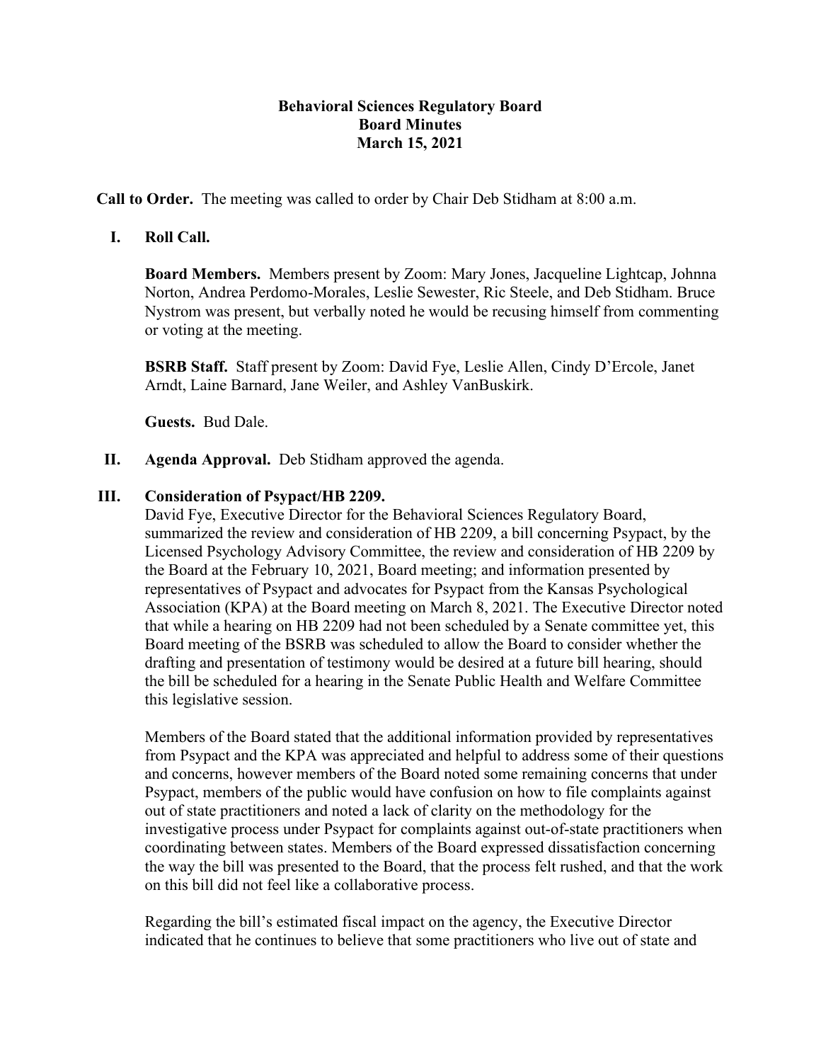**Behavioral Sciences Regulatory Board**
**Board Minutes**
**March 15, 2021**

**Call to Order.** The meeting was called to order by Chair Deb Stidham at 8:00 a.m.

**I. Roll Call.**

**Board Members.** Members present by Zoom: Mary Jones, Jacqueline Lightcap, Johnna Norton, Andrea Perdomo-Morales, Leslie Sewester, Ric Steele, and Deb Stidham. Bruce Nystrom was present, but verbally noted he would be recusing himself from commenting or voting at the meeting.

**BSRB Staff.** Staff present by Zoom: David Fye, Leslie Allen, Cindy D'Ercole, Janet Arndt, Laine Barnard, Jane Weiler, and Ashley VanBuskirk.

**Guests.** Bud Dale.

**II. Agenda Approval.** Deb Stidham approved the agenda.

**III. Consideration of Psypact/HB 2209.**

David Fye, Executive Director for the Behavioral Sciences Regulatory Board, summarized the review and consideration of HB 2209, a bill concerning Psypact, by the Licensed Psychology Advisory Committee, the review and consideration of HB 2209 by the Board at the February 10, 2021, Board meeting; and information presented by representatives of Psypact and advocates for Psypact from the Kansas Psychological Association (KPA) at the Board meeting on March 8, 2021. The Executive Director noted that while a hearing on HB 2209 had not been scheduled by a Senate committee yet, this Board meeting of the BSRB was scheduled to allow the Board to consider whether the drafting and presentation of testimony would be desired at a future bill hearing, should the bill be scheduled for a hearing in the Senate Public Health and Welfare Committee this legislative session.

Members of the Board stated that the additional information provided by representatives from Psypact and the KPA was appreciated and helpful to address some of their questions and concerns, however members of the Board noted some remaining concerns that under Psypact, members of the public would have confusion on how to file complaints against out of state practitioners and noted a lack of clarity on the methodology for the investigative process under Psypact for complaints against out-of-state practitioners when coordinating between states. Members of the Board expressed dissatisfaction concerning the way the bill was presented to the Board, that the process felt rushed, and that the work on this bill did not feel like a collaborative process.

Regarding the bill's estimated fiscal impact on the agency, the Executive Director indicated that he continues to believe that some practitioners who live out of state and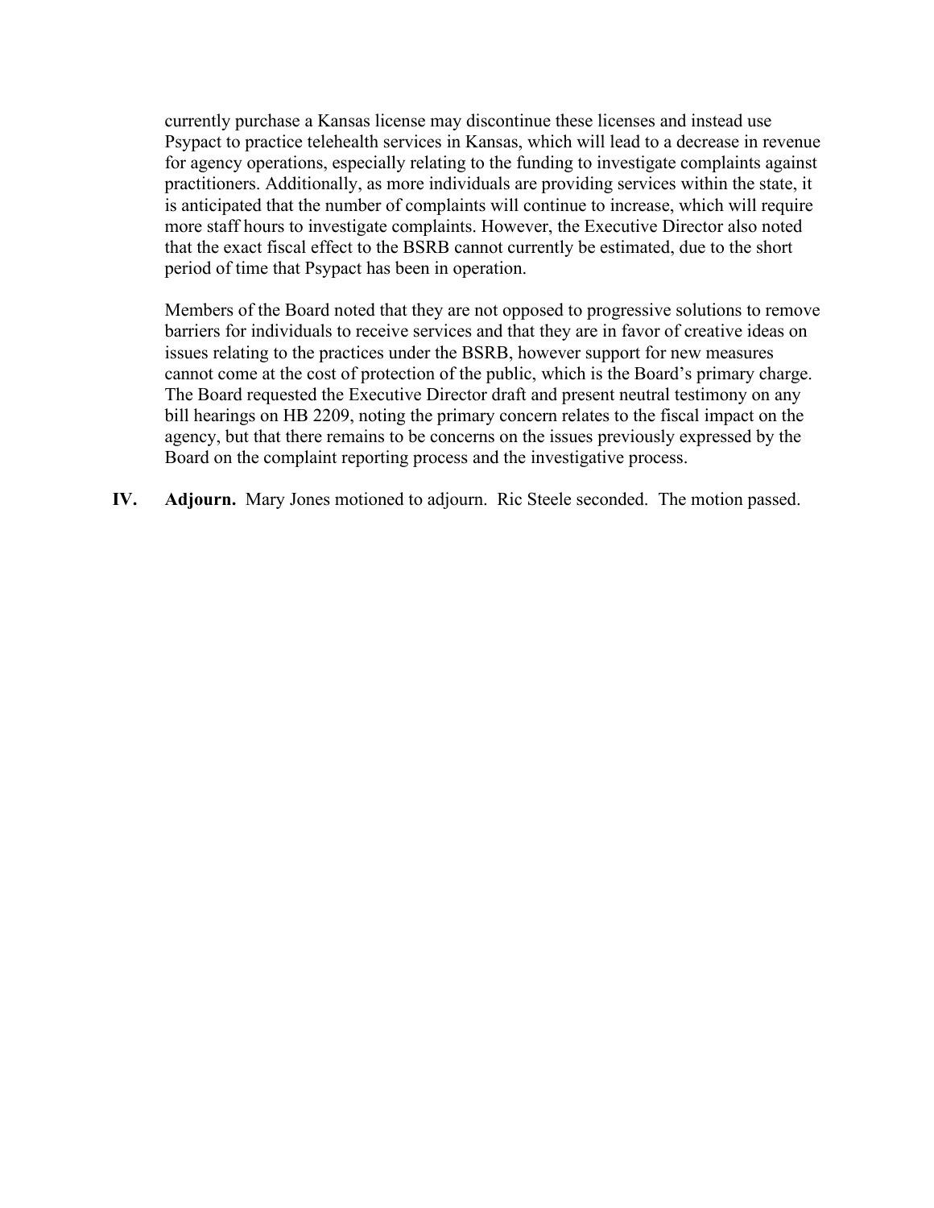currently purchase a Kansas license may discontinue these licenses and instead use Psypact to practice telehealth services in Kansas, which will lead to a decrease in revenue for agency operations, especially relating to the funding to investigate complaints against practitioners. Additionally, as more individuals are providing services within the state, it is anticipated that the number of complaints will continue to increase, which will require more staff hours to investigate complaints. However, the Executive Director also noted that the exact fiscal effect to the BSRB cannot currently be estimated, due to the short period of time that Psypact has been in operation.

Members of the Board noted that they are not opposed to progressive solutions to remove barriers for individuals to receive services and that they are in favor of creative ideas on issues relating to the practices under the BSRB, however support for new measures cannot come at the cost of protection of the public, which is the Board's primary charge. The Board requested the Executive Director draft and present neutral testimony on any bill hearings on HB 2209, noting the primary concern relates to the fiscal impact on the agency, but that there remains to be concerns on the issues previously expressed by the Board on the complaint reporting process and the investigative process.

**IV. Adjourn.** Mary Jones motioned to adjourn. Ric Steele seconded. The motion passed.